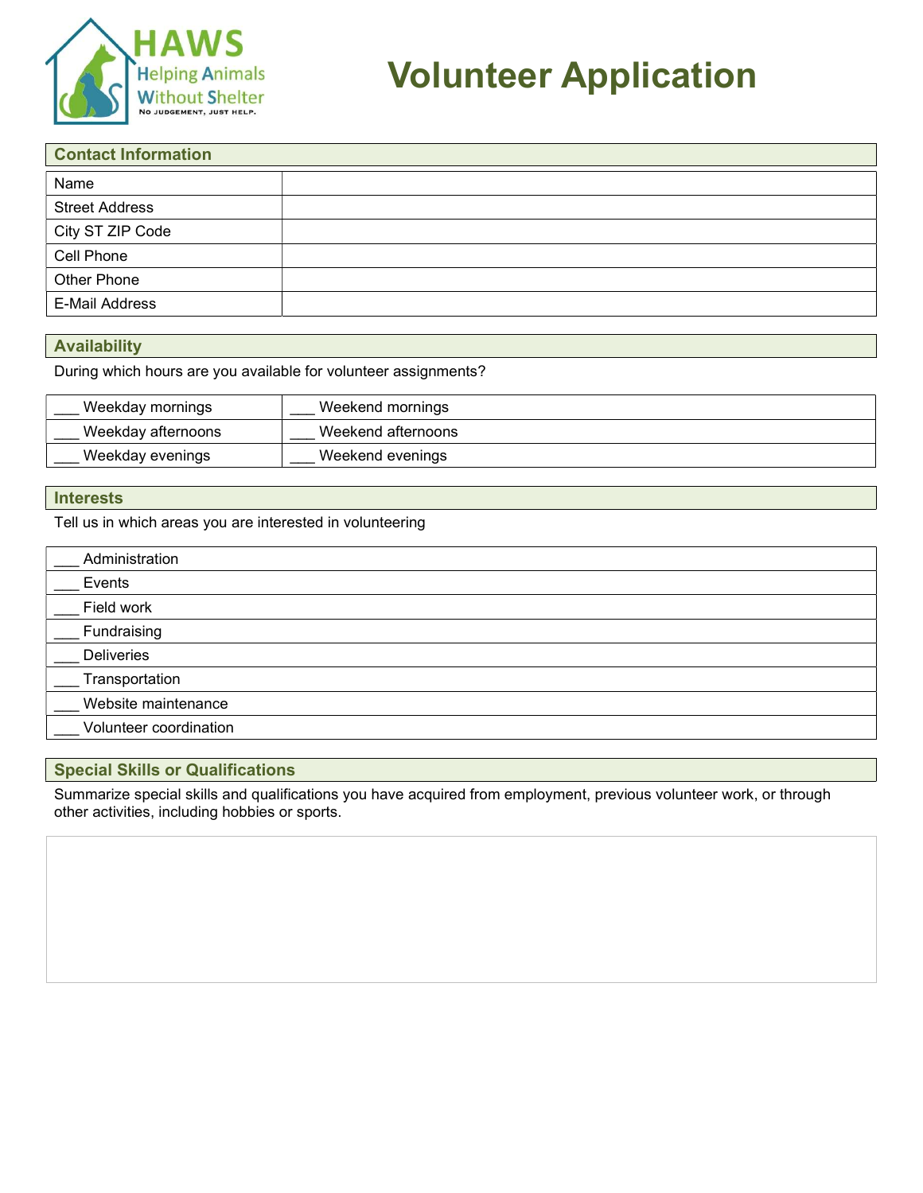HAWS

Helping Animals Without Shelter

No judgement, just help.

# Volunteer Application

## Contact Information

| | |
|---|---|
| Name | |
| Street Address | |
| City ST ZIP Code | |
| Cell Phone | |
| Other Phone | |
| E-Mail Address | |

## Availability

During which hours are you available for volunteer assignments?

| | |
|---|---|
| ___ Weekday mornings | ___ Weekend mornings |
| ___ Weekday afternoons | ___ Weekend afternoons |
| ___ Weekday evenings | ___ Weekend evenings |

## Interests

Tell us in which areas you are interested in volunteering

| |
|---|
| ___ Administration |
| ___ Events |
| ___ Field work |
| ___ Fundraising |
| ___ Deliveries |
| ___ Transportation |
| ___ Website maintenance |
| ___ Volunteer coordination |

## Special Skills or Qualifications

Summarize special skills and qualifications you have acquired from employment, previous volunteer work, or through other activities, including hobbies or sports.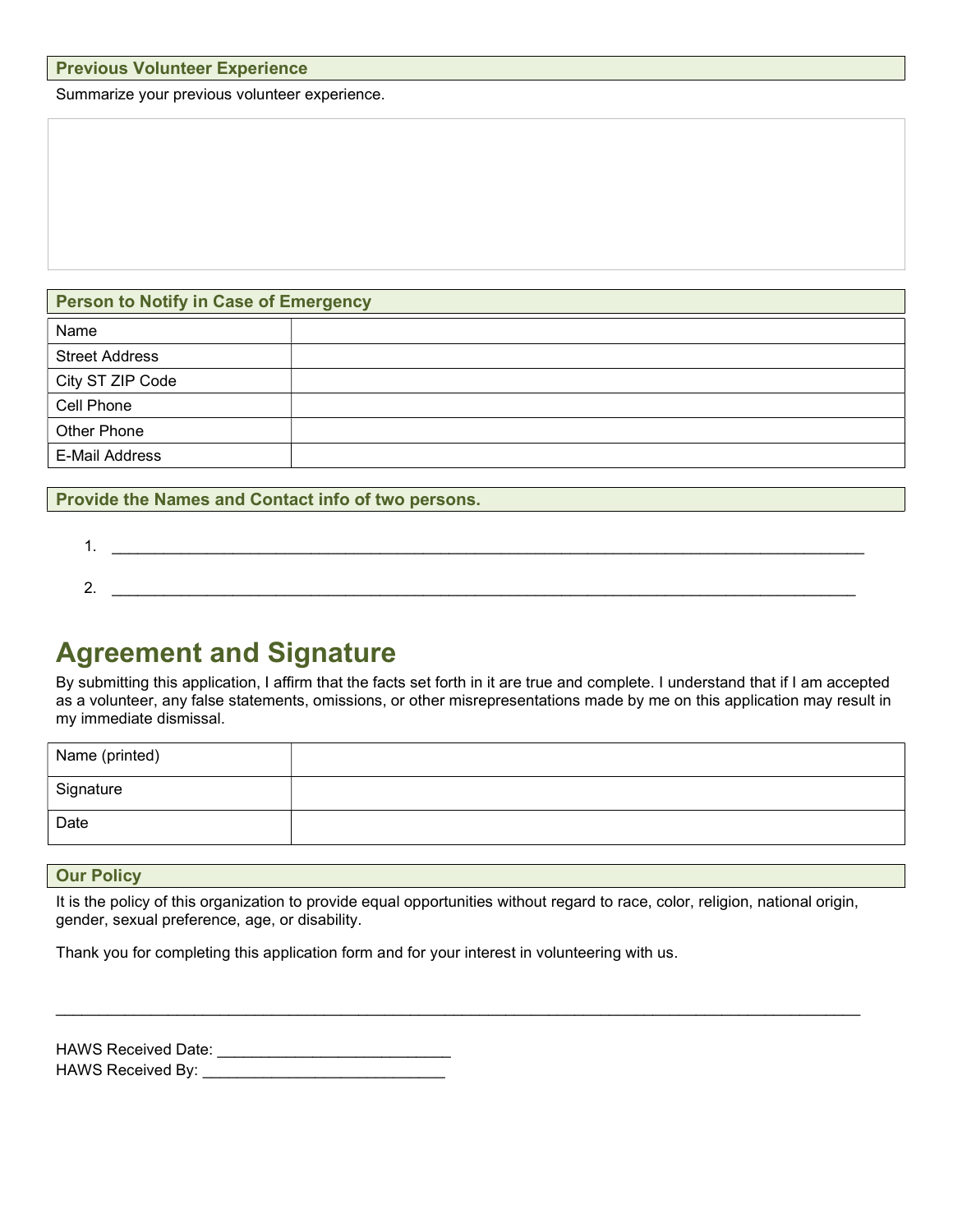## Previous Volunteer Experience

Summarize your previous volunteer experience.

## Person to Notify in Case of Emergency

| | |
|---|---|
| Name | |
| Street Address | |
| City ST ZIP Code | |
| Cell Phone | |
| Other Phone | |
| E-Mail Address | |

## Provide the Names and Contact info of two persons.

1. ___________________________________________________________________________________

2. __________________________________________________________________________________

# Agreement and Signature

By submitting this application, I affirm that the facts set forth in it are true and complete. I understand that if I am accepted as a volunteer, any false statements, omissions, or other misrepresentations made by me on this application may result in my immediate dismissal.

| | |
|---|---|
| Name (printed) | |
| Signature | |
| Date | |

## Our Policy

It is the policy of this organization to provide equal opportunities without regard to race, color, religion, national origin, gender, sexual preference, age, or disability.

Thank you for completing this application form and for your interest in volunteering with us.

___________________________________________________________________________________________

HAWS Received Date: ___________________________

HAWS Received By: ____________________________